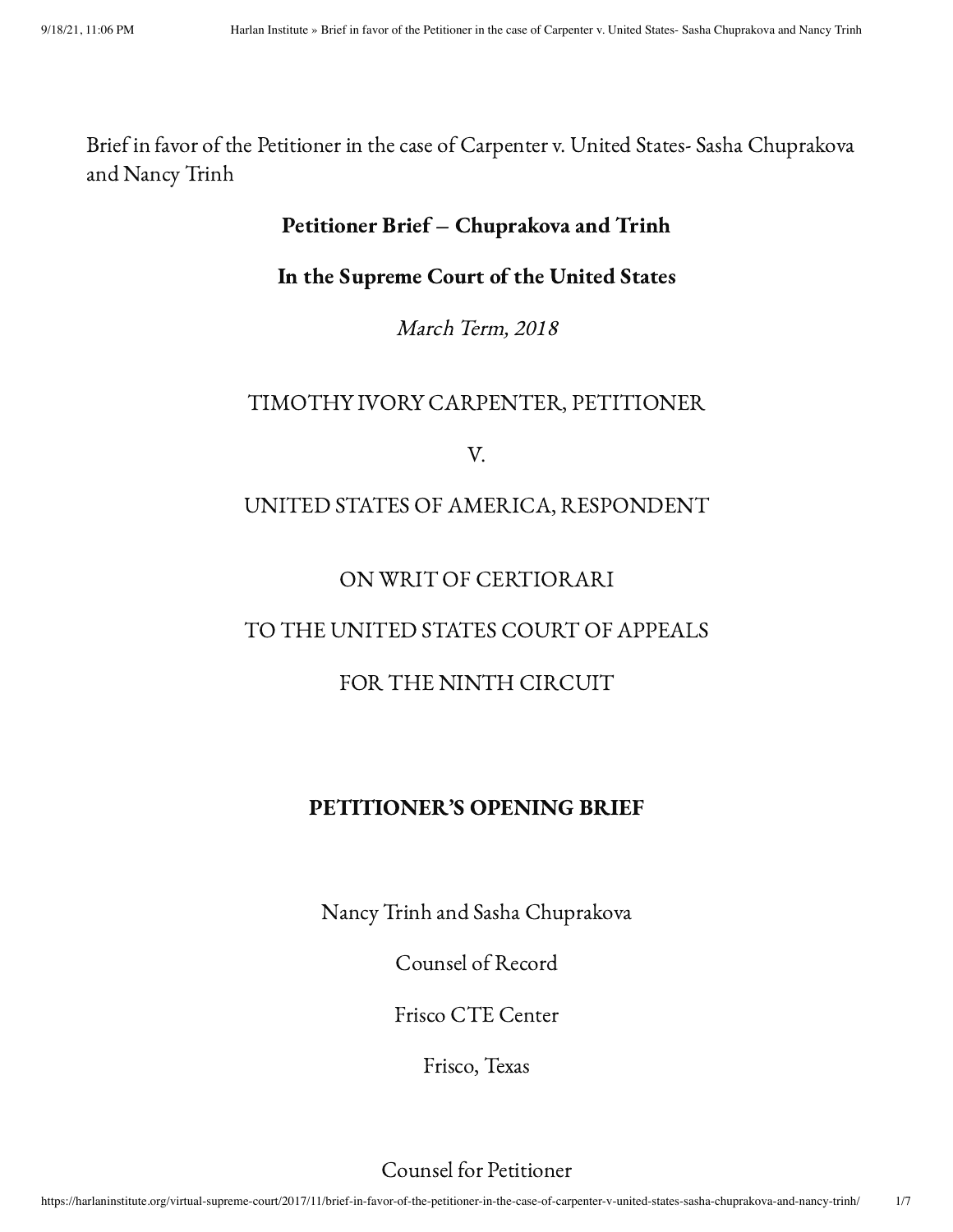Brief in favor of the Petitioner in the case of Carpenter v. United States- Sasha Chuprakova and Nancy Trinh

**Petitioner Brief – Chuprakova and Trinh**

**In the Supreme Court of the United States**

*March Term, 2018*

TIMOTHY IVORY CARPENTER, PETITIONER

V.

UNITED STATES OF AMERICA, RESPONDENT

ON WRIT OF CERTIORARI

TO THE UNITED STATES COURT OF APPEALS

FOR THE NINTH CIRCUIT

**PETITIONER'S OPENING BRIEF**

Nancy Trinh and Sasha Chuprakova

Counsel of Record

Frisco CTE Center

Frisco, Texas

Counsel for Petitioner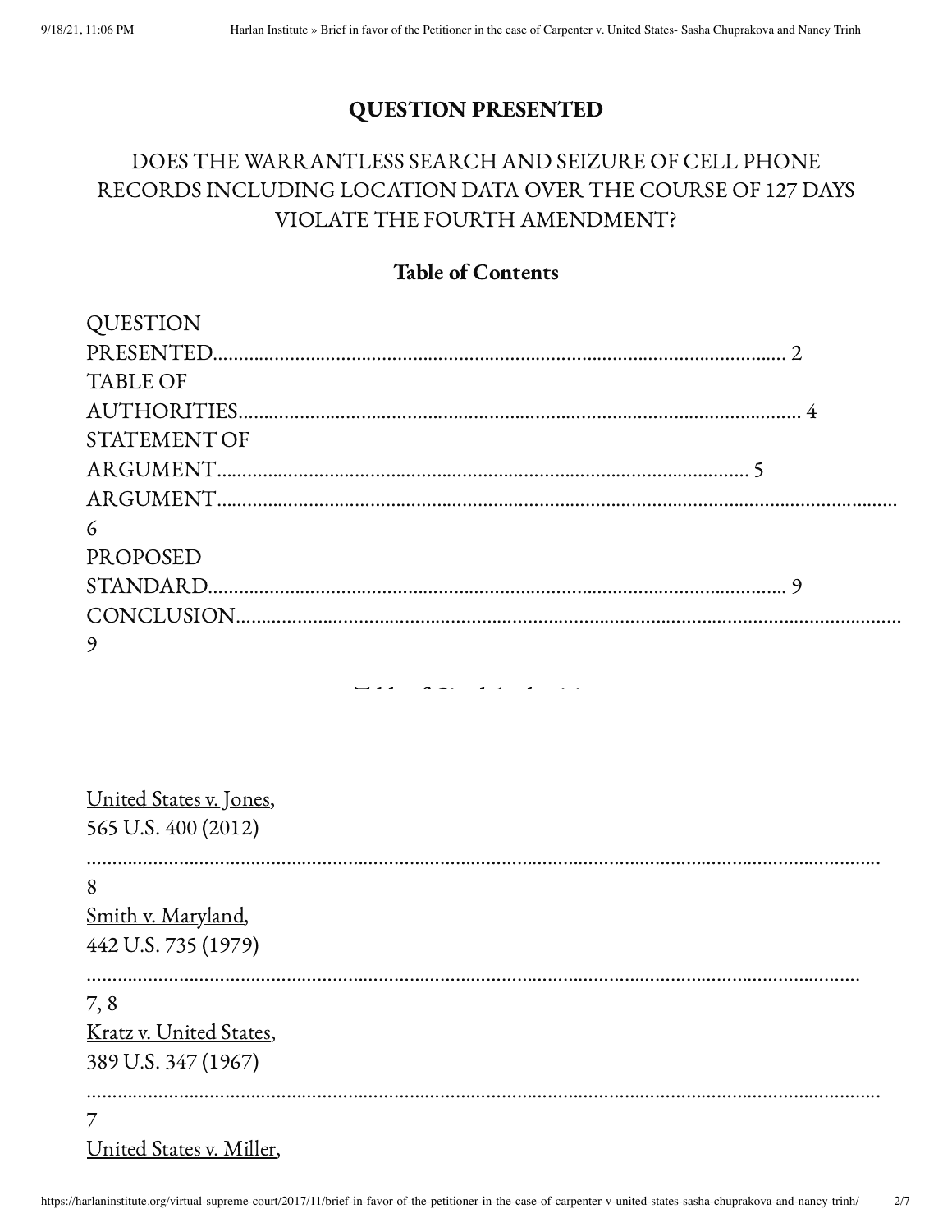## QUESTION PRESENTED

DOES THE WARRANTLESS SEARCH AND SEIZURE OF CELL PHONE RECORDS INCLUDING LOCATION DATA OVER THE COURSE OF 127 DAYS VIOLATE THE FOURTH AMENDMENT?

## Table of Contents

QUESTION PRESENTED.......................................................................................................... 2
TABLE OF AUTHORITIES..................................................................................................... 4
STATEMENT OF ARGUMENT.............................................................................................. 5
ARGUMENT............................................................................................................................. 6
PROPOSED STANDARD......................................................................................................... 9
CONCLUSION.......................................................................................................................... 9

## Table of Cited Authorities

United States v. Jones, 565 U.S. 400 (2012) ........................................................................ 8
Smith v. Maryland, 442 U.S. 735 (1979) ........................................................................ 7, 8
Kratz v. United States, 389 U.S. 347 (1967) ........................................................................ 7
United States v. Miller,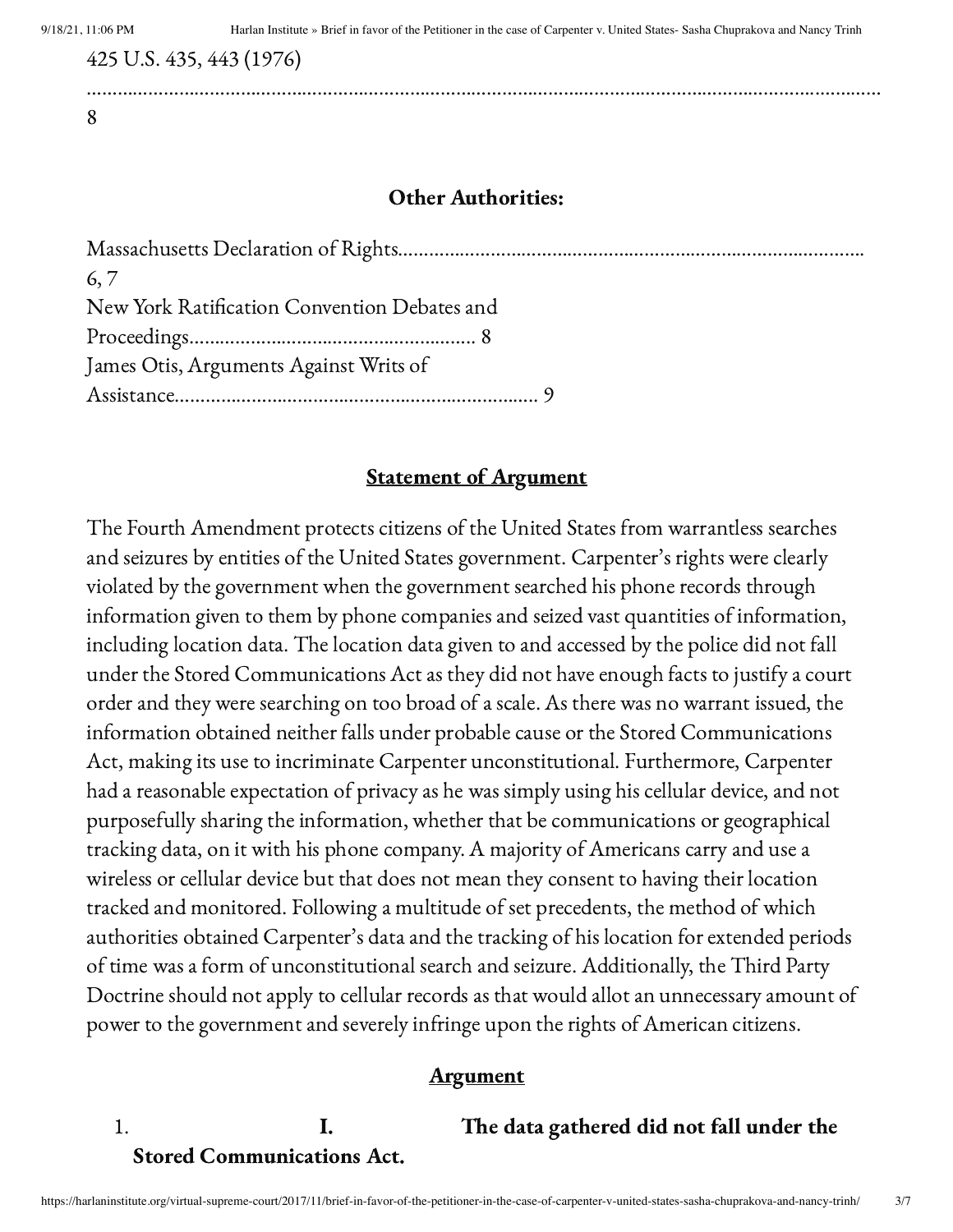425 U.S. 435, 443 (1976) ........................................................................................................................................ 8

**Other Authorities:**

Massachusetts Declaration of Rights........................................................................................ 6, 7
New York Ratification Convention Debates and Proceedings....................................................... 8
James Otis, Arguments Against Writs of Assistance...................................................................... 9

## <u>Statement of Argument</u>

The Fourth Amendment protects citizens of the United States from warrantless searches and seizures by entities of the United States government. Carpenter's rights were clearly violated by the government when the government searched his phone records through information given to them by phone companies and seized vast quantities of information, including location data. The location data given to and accessed by the police did not fall under the Stored Communications Act as they did not have enough facts to justify a court order and they were searching on too broad of a scale. As there was no warrant issued, the information obtained neither falls under probable cause or the Stored Communications Act, making its use to incriminate Carpenter unconstitutional. Furthermore, Carpenter had a reasonable expectation of privacy as he was simply using his cellular device, and not purposefully sharing the information, whether that be communications or geographical tracking data, on it with his phone company. A majority of Americans carry and use a wireless or cellular device but that does not mean they consent to having their location tracked and monitored. Following a multitude of set precedents, the method of which authorities obtained Carpenter's data and the tracking of his location for extended periods of time was a form of unconstitutional search and seizure. Additionally, the Third Party Doctrine should not apply to cellular records as that would allot an unnecessary amount of power to the government and severely infringe upon the rights of American citizens.

## <u>Argument</u>

1. **I. The data gathered did not fall under the Stored Communications Act.**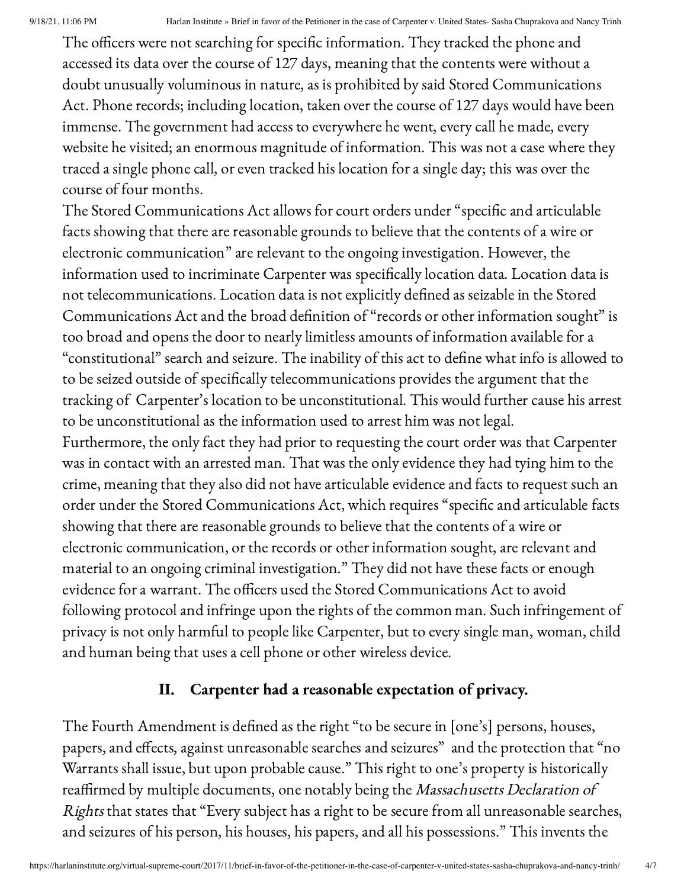The officers were not searching for specific information. They tracked the phone and accessed its data over the course of 127 days, meaning that the contents were without a doubt unusually voluminous in nature, as is prohibited by said Stored Communications Act. Phone records; including location, taken over the course of 127 days would have been immense. The government had access to everywhere he went, every call he made, every website he visited; an enormous magnitude of information. This was not a case where they traced a single phone call, or even tracked his location for a single day; this was over the course of four months.

The Stored Communications Act allows for court orders under "specific and articulable facts showing that there are reasonable grounds to believe that the contents of a wire or electronic communication" are relevant to the ongoing investigation. However, the information used to incriminate Carpenter was specifically location data. Location data is not telecommunications. Location data is not explicitly defined as seizable in the Stored Communications Act and the broad definition of "records or other information sought" is too broad and opens the door to nearly limitless amounts of information available for a "constitutional" search and seizure. The inability of this act to define what info is allowed to to be seized outside of specifically telecommunications provides the argument that the tracking of Carpenter's location to be unconstitutional. This would further cause his arrest to be unconstitutional as the information used to arrest him was not legal.

Furthermore, the only fact they had prior to requesting the court order was that Carpenter was in contact with an arrested man. That was the only evidence they had tying him to the crime, meaning that they also did not have articulable evidence and facts to request such an order under the Stored Communications Act, which requires "specific and articulable facts showing that there are reasonable grounds to believe that the contents of a wire or electronic communication, or the records or other information sought, are relevant and material to an ongoing criminal investigation." They did not have these facts or enough evidence for a warrant. The officers used the Stored Communications Act to avoid following protocol and infringe upon the rights of the common man. Such infringement of privacy is not only harmful to people like Carpenter, but to every single man, woman, child and human being that uses a cell phone or other wireless device.

## II. Carpenter had a reasonable expectation of privacy.

The Fourth Amendment is defined as the right "to be secure in [one's] persons, houses, papers, and effects, against unreasonable searches and seizures" and the protection that "no Warrants shall issue, but upon probable cause." This right to one's property is historically reaffirmed by multiple documents, one notably being the *Massachusetts Declaration of Rights* that states that "Every subject has a right to be secure from all unreasonable searches, and seizures of his person, his houses, his papers, and all his possessions." This invents the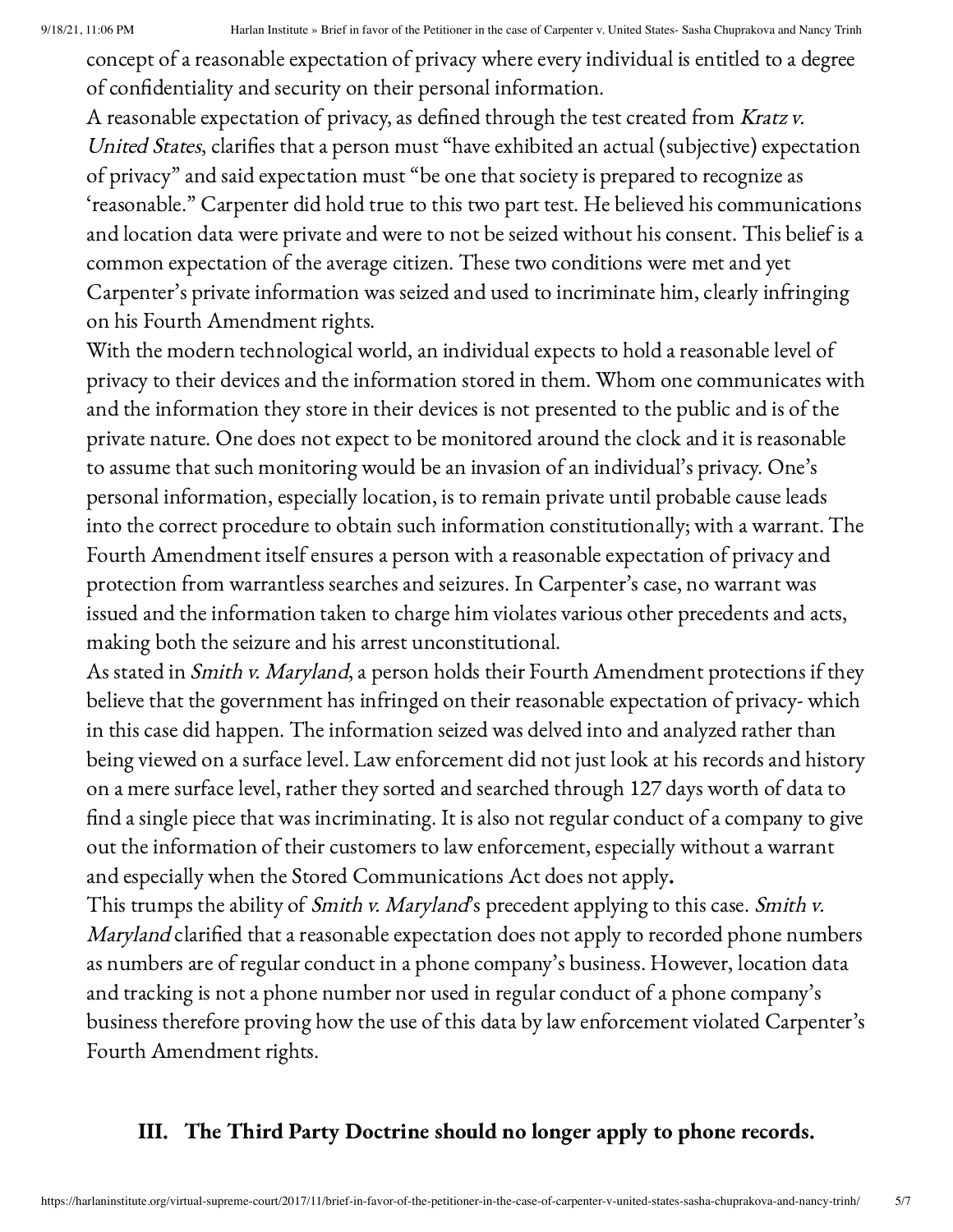concept of a reasonable expectation of privacy where every individual is entitled to a degree of confidentiality and security on their personal information.

A reasonable expectation of privacy, as defined through the test created from *Kratz v. United States*, clarifies that a person must "have exhibited an actual (subjective) expectation of privacy" and said expectation must "be one that society is prepared to recognize as 'reasonable." Carpenter did hold true to this two part test. He believed his communications and location data were private and were to not be seized without his consent. This belief is a common expectation of the average citizen. These two conditions were met and yet Carpenter's private information was seized and used to incriminate him, clearly infringing on his Fourth Amendment rights.

With the modern technological world, an individual expects to hold a reasonable level of privacy to their devices and the information stored in them. Whom one communicates with and the information they store in their devices is not presented to the public and is of the private nature. One does not expect to be monitored around the clock and it is reasonable to assume that such monitoring would be an invasion of an individual's privacy. One's personal information, especially location, is to remain private until probable cause leads into the correct procedure to obtain such information constitutionally; with a warrant. The Fourth Amendment itself ensures a person with a reasonable expectation of privacy and protection from warrantless searches and seizures. In Carpenter's case, no warrant was issued and the information taken to charge him violates various other precedents and acts, making both the seizure and his arrest unconstitutional.

As stated in *Smith v. Maryland*, a person holds their Fourth Amendment protections if they believe that the government has infringed on their reasonable expectation of privacy- which in this case did happen. The information seized was delved into and analyzed rather than being viewed on a surface level. Law enforcement did not just look at his records and history on a mere surface level, rather they sorted and searched through 127 days worth of data to find a single piece that was incriminating. It is also not regular conduct of a company to give out the information of their customers to law enforcement, especially without a warrant and especially when the Stored Communications Act does not apply**.**

This trumps the ability of *Smith v. Maryland*'s precedent applying to this case. *Smith v. Maryland* clarified that a reasonable expectation does not apply to recorded phone numbers as numbers are of regular conduct in a phone company's business. However, location data and tracking is not a phone number nor used in regular conduct of a phone company's business therefore proving how the use of this data by law enforcement violated Carpenter's Fourth Amendment rights.

## III. The Third Party Doctrine should no longer apply to phone records.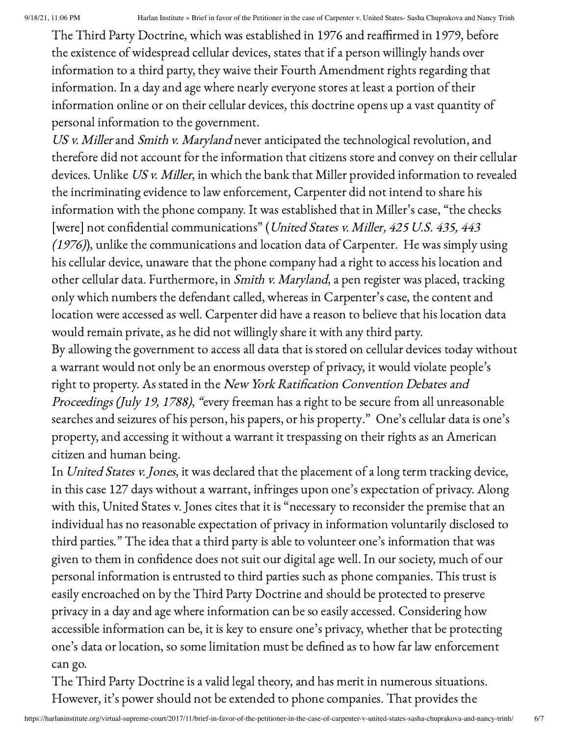The Third Party Doctrine, which was established in 1976 and reaffirmed in 1979, before the existence of widespread cellular devices, states that if a person willingly hands over information to a third party, they waive their Fourth Amendment rights regarding that information. In a day and age where nearly everyone stores at least a portion of their information online or on their cellular devices, this doctrine opens up a vast quantity of personal information to the government.

*US v. Miller* and *Smith v. Maryland* never anticipated the technological revolution, and therefore did not account for the information that citizens store and convey on their cellular devices. Unlike *US v. Miller*, in which the bank that Miller provided information to revealed the incriminating evidence to law enforcement, Carpenter did not intend to share his information with the phone company. It was established that in Miller's case, "the checks [were] not confidential communications" (*United States v. Miller, 425 U.S. 435, 443 (1976)*), unlike the communications and location data of Carpenter. He was simply using his cellular device, unaware that the phone company had a right to access his location and other cellular data. Furthermore, in *Smith v. Maryland*, a pen register was placed, tracking only which numbers the defendant called, whereas in Carpenter's case, the content and location were accessed as well. Carpenter did have a reason to believe that his location data would remain private, as he did not willingly share it with any third party.

By allowing the government to access all data that is stored on cellular devices today without a warrant would not only be an enormous overstep of privacy, it would violate people's right to property. As stated in the *New York Ratification Convention Debates and Proceedings (July 19, 1788)*, "every freeman has a right to be secure from all unreasonable searches and seizures of his person, his papers, or his property." One's cellular data is one's property, and accessing it without a warrant it trespassing on their rights as an American citizen and human being.

In *United States v. Jones*, it was declared that the placement of a long term tracking device, in this case 127 days without a warrant, infringes upon one's expectation of privacy. Along with this, United States v. Jones cites that it is "necessary to reconsider the premise that an individual has no reasonable expectation of privacy in information voluntarily disclosed to third parties." The idea that a third party is able to volunteer one's information that was given to them in confidence does not suit our digital age well. In our society, much of our personal information is entrusted to third parties such as phone companies. This trust is easily encroached on by the Third Party Doctrine and should be protected to preserve privacy in a day and age where information can be so easily accessed. Considering how accessible information can be, it is key to ensure one's privacy, whether that be protecting one's data or location, so some limitation must be defined as to how far law enforcement can go.

The Third Party Doctrine is a valid legal theory, and has merit in numerous situations. However, it's power should not be extended to phone companies. That provides the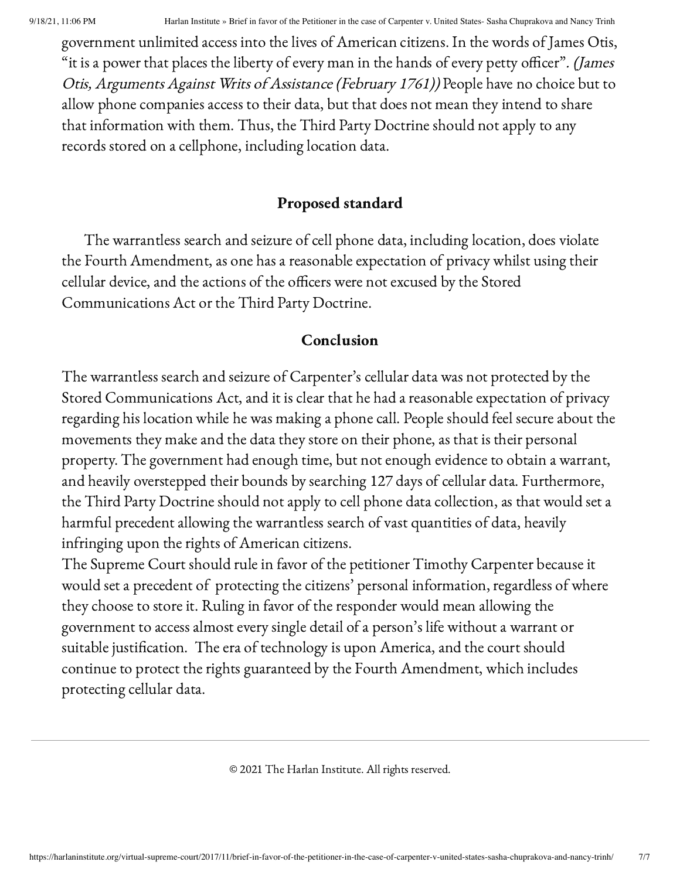government unlimited access into the lives of American citizens. In the words of James Otis, "it is a power that places the liberty of every man in the hands of every petty officer". *(James Otis, Arguments Against Writs of Assistance (February 1761))* People have no choice but to allow phone companies access to their data, but that does not mean they intend to share that information with them. Thus, the Third Party Doctrine should not apply to any records stored on a cellphone, including location data.

## Proposed standard

The warrantless search and seizure of cell phone data, including location, does violate the Fourth Amendment, as one has a reasonable expectation of privacy whilst using their cellular device, and the actions of the officers were not excused by the Stored Communications Act or the Third Party Doctrine.

## Conclusion

The warrantless search and seizure of Carpenter's cellular data was not protected by the Stored Communications Act, and it is clear that he had a reasonable expectation of privacy regarding his location while he was making a phone call. People should feel secure about the movements they make and the data they store on their phone, as that is their personal property. The government had enough time, but not enough evidence to obtain a warrant, and heavily overstepped their bounds by searching 127 days of cellular data. Furthermore, the Third Party Doctrine should not apply to cell phone data collection, as that would set a harmful precedent allowing the warrantless search of vast quantities of data, heavily infringing upon the rights of American citizens.

The Supreme Court should rule in favor of the petitioner Timothy Carpenter because it would set a precedent of protecting the citizens' personal information, regardless of where they choose to store it. Ruling in favor of the responder would mean allowing the government to access almost every single detail of a person's life without a warrant or suitable justification. The era of technology is upon America, and the court should continue to protect the rights guaranteed by the Fourth Amendment, which includes protecting cellular data.

© 2021 The Harlan Institute. All rights reserved.